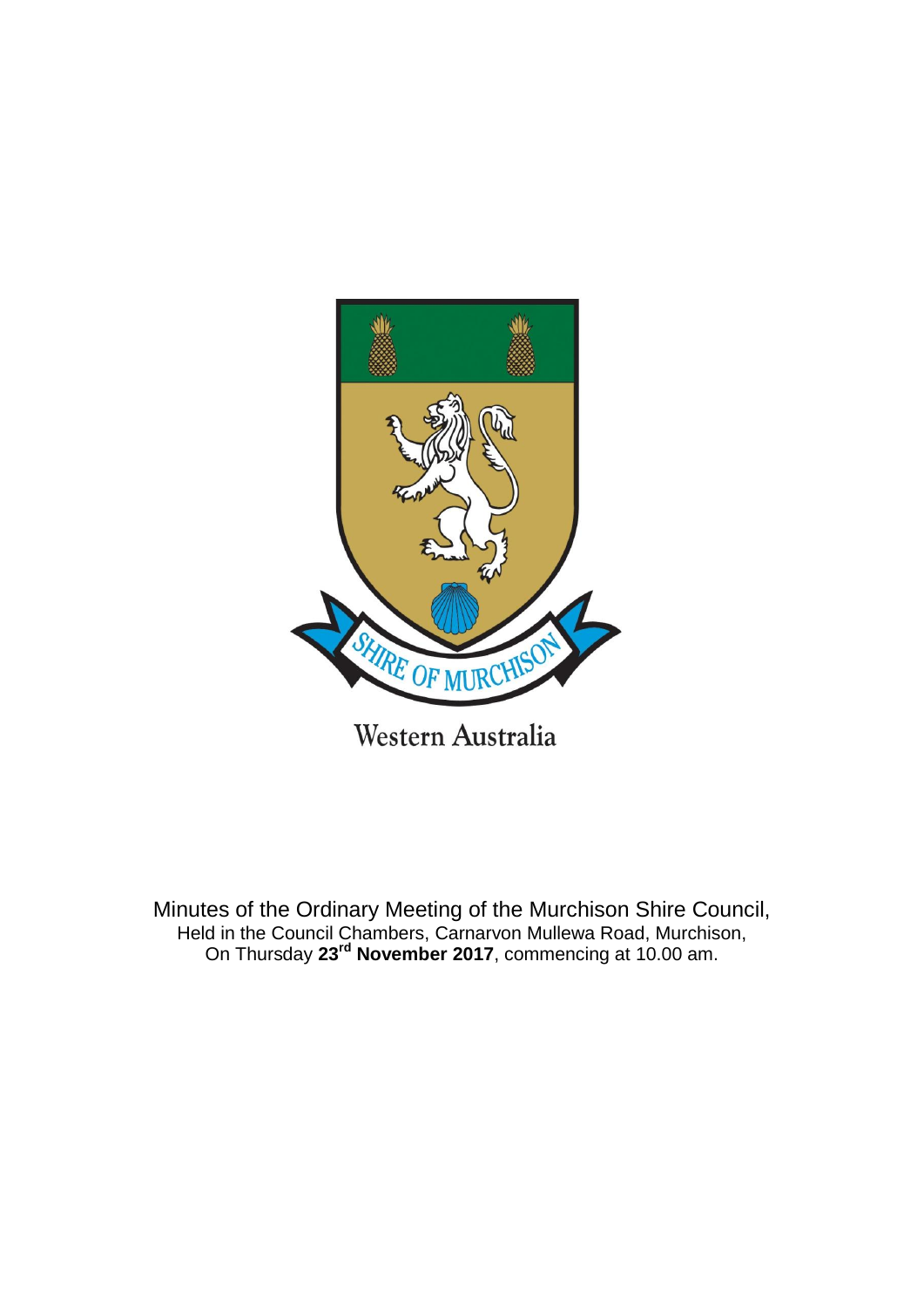SHIRE OF MURCHISON

Western Australia

Minutes of the Ordinary Meeting of the Murchison Shire Council,
Held in the Council Chambers, Carnarvon Mullewa Road, Murchison,
On Thursday **23rd November 2017**, commencing at 10.00 am.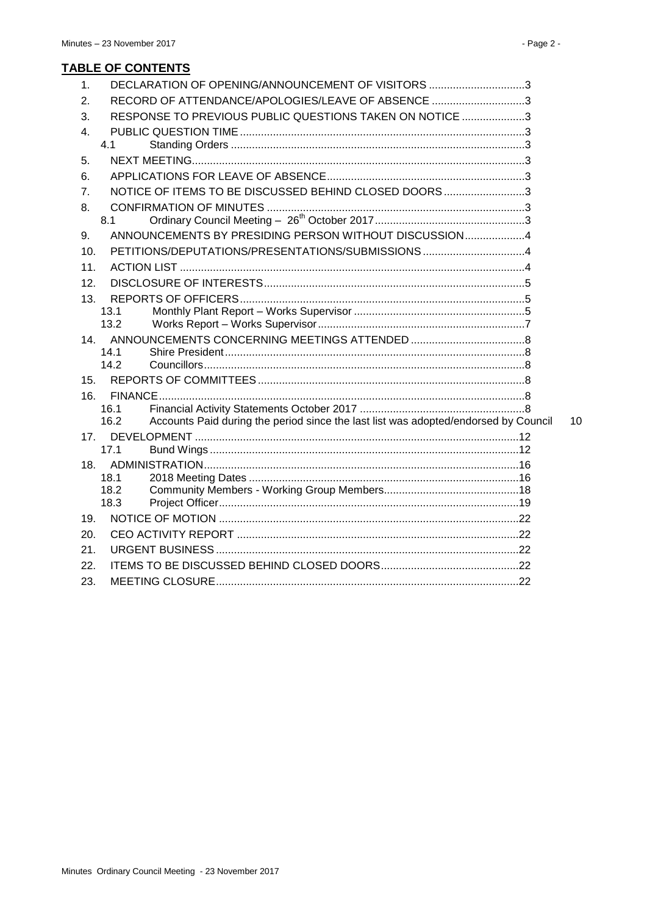## TABLE OF CONTENTS

1. DECLARATION OF OPENING/ANNOUNCEMENT OF VISITORS ....3
2. RECORD OF ATTENDANCE/APOLOGIES/LEAVE OF ABSENCE ....3
3. RESPONSE TO PREVIOUS PUBLIC QUESTIONS TAKEN ON NOTICE ....3
4. PUBLIC QUESTION TIME ....3
   - 4.1 Standing Orders ....3
5. NEXT MEETING ....3
6. APPLICATIONS FOR LEAVE OF ABSENCE ....3
7. NOTICE OF ITEMS TO BE DISCUSSED BEHIND CLOSED DOORS ....3
8. CONFIRMATION OF MINUTES ....3
   - 8.1 Ordinary Council Meeting – 26th October 2017 ....3
9. ANNOUNCEMENTS BY PRESIDING PERSON WITHOUT DISCUSSION ....4
10. PETITIONS/DEPUTATIONS/PRESENTATIONS/SUBMISSIONS ....4
11. ACTION LIST ....4
12. DISCLOSURE OF INTERESTS ....5
13. REPORTS OF OFFICERS ....5
    - 13.1 Monthly Plant Report – Works Supervisor ....5
    - 13.2 Works Report – Works Supervisor ....7
14. ANNOUNCEMENTS CONCERNING MEETINGS ATTENDED ....8
    - 14.1 Shire President ....8
    - 14.2 Councillors ....8
15. REPORTS OF COMMITTEES ....8
16. FINANCE ....8
    - 16.1 Financial Activity Statements October 2017 ....8
    - 16.2 Accounts Paid during the period since the last list was adopted/endorsed by Council 10
17. DEVELOPMENT ....12
    - 17.1 Bund Wings ....12
18. ADMINISTRATION ....16
    - 18.1 2018 Meeting Dates ....16
    - 18.2 Community Members - Working Group Members ....18
    - 18.3 Project Officer ....19
19. NOTICE OF MOTION ....22
20. CEO ACTIVITY REPORT ....22
21. URGENT BUSINESS ....22
22. ITEMS TO BE DISCUSSED BEHIND CLOSED DOORS ....22
23. MEETING CLOSURE ....22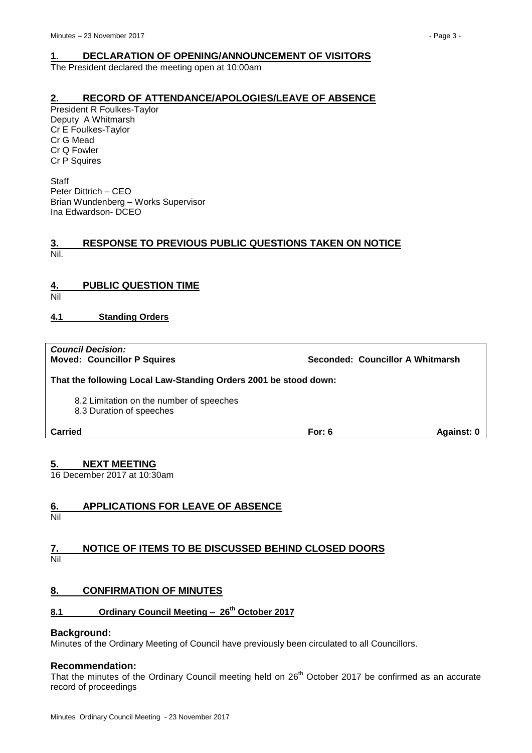## 1. DECLARATION OF OPENING/ANNOUNCEMENT OF VISITORS

The President declared the meeting open at 10:00am

## 2. RECORD OF ATTENDANCE/APOLOGIES/LEAVE OF ABSENCE

President R Foulkes-Taylor
Deputy A Whitmarsh
Cr E Foulkes-Taylor
Cr G Mead
Cr Q Fowler
Cr P Squires

Staff
Peter Dittrich – CEO
Brian Wundenberg – Works Supervisor
Ina Edwardson- DCEO

## 3. RESPONSE TO PREVIOUS PUBLIC QUESTIONS TAKEN ON NOTICE

Nil.

## 4. PUBLIC QUESTION TIME

Nil

### 4.1 Standing Orders

***Council Decision:***

**Moved: Councillor P Squires** **Seconded: Councillor A Whitmarsh**

**That the following Local Law-Standing Orders 2001 be stood down:**

8.2 Limitation on the number of speeches
8.3 Duration of speeches

**Carried** **For: 6** **Against: 0**

## 5. NEXT MEETING

16 December 2017 at 10:30am

## 6. APPLICATIONS FOR LEAVE OF ABSENCE

Nil

## 7. NOTICE OF ITEMS TO BE DISCUSSED BEHIND CLOSED DOORS

Nil

## 8. CONFIRMATION OF MINUTES

### 8.1 Ordinary Council Meeting – 26th October 2017

**Background:**

Minutes of the Ordinary Meeting of Council have previously been circulated to all Councillors.

**Recommendation:**

That the minutes of the Ordinary Council meeting held on 26th October 2017 be confirmed as an accurate record of proceedings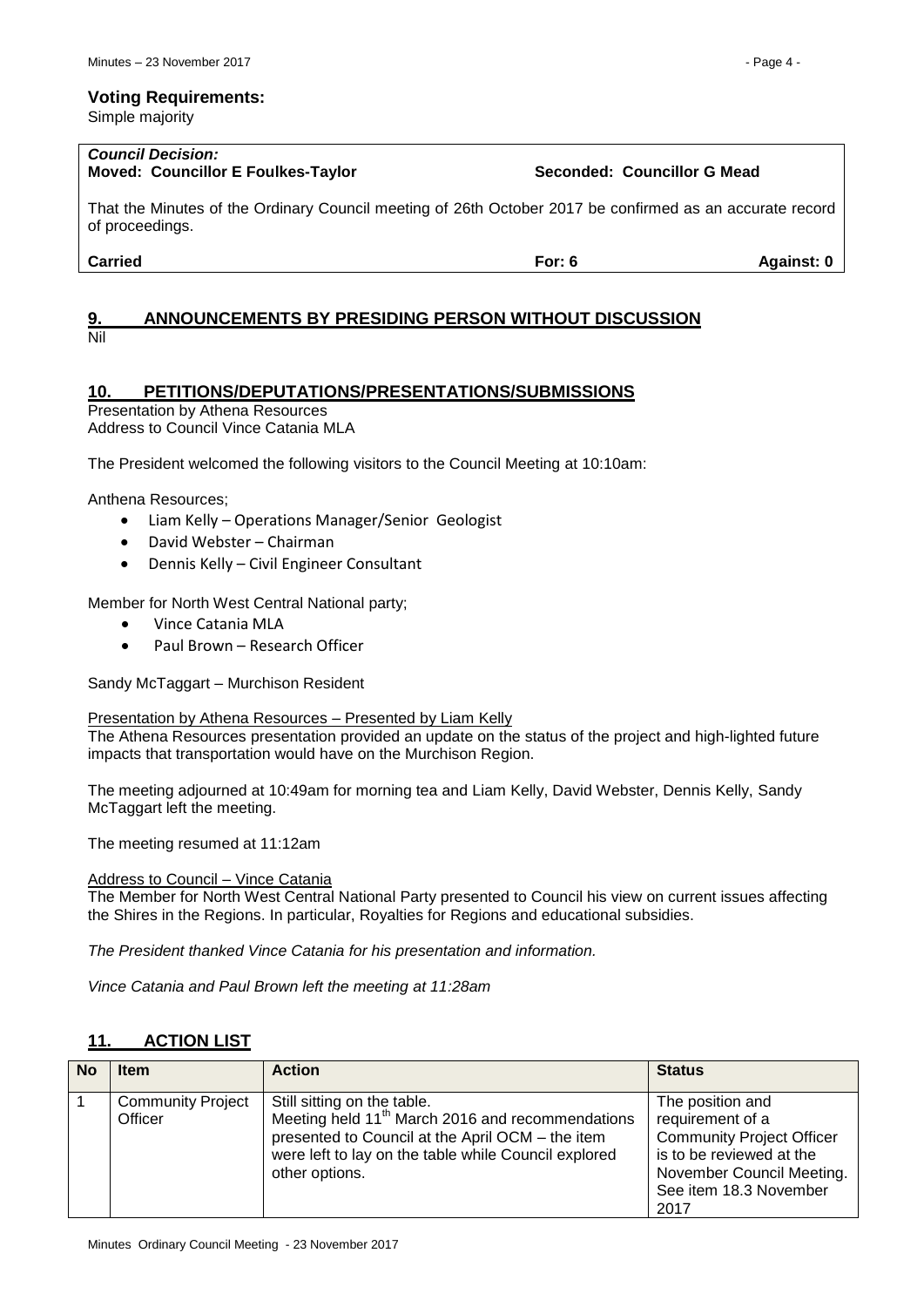**Voting Requirements:**
Simple majority

| *Council Decision:* | | |
|---|---|---|
| **Moved: Councillor E Foulkes-Taylor** | **Seconded: Councillor G Mead** | |
| That the Minutes of the Ordinary Council meeting of 26th October 2017 be confirmed as an accurate record of proceedings. | | |
| **Carried** | **For: 6** | **Against: 0** |

## 9. ANNOUNCEMENTS BY PRESIDING PERSON WITHOUT DISCUSSION

Nil

## 10. PETITIONS/DEPUTATIONS/PRESENTATIONS/SUBMISSIONS

Presentation by Athena Resources
Address to Council Vince Catania MLA

The President welcomed the following visitors to the Council Meeting at 10:10am:

Anthena Resources;

- Liam Kelly – Operations Manager/Senior Geologist
- David Webster – Chairman
- Dennis Kelly – Civil Engineer Consultant

Member for North West Central National party;

- Vince Catania MLA
- Paul Brown – Research Officer

Sandy McTaggart – Murchison Resident

Presentation by Athena Resources – Presented by Liam Kelly
The Athena Resources presentation provided an update on the status of the project and high-lighted future impacts that transportation would have on the Murchison Region.

The meeting adjourned at 10:49am for morning tea and Liam Kelly, David Webster, Dennis Kelly, Sandy McTaggart left the meeting.

The meeting resumed at 11:12am

Address to Council – Vince Catania
The Member for North West Central National Party presented to Council his view on current issues affecting the Shires in the Regions. In particular, Royalties for Regions and educational subsidies.

*The President thanked Vince Catania for his presentation and information.*

*Vince Catania and Paul Brown left the meeting at 11:28am*

## 11. ACTION LIST

| No | Item | Action | Status |
|---|---|---|---|
| 1 | Community Project Officer | Still sitting on the table. Meeting held 11th March 2016 and recommendations presented to Council at the April OCM – the item were left to lay on the table while Council explored other options. | The position and requirement of a Community Project Officer is to be reviewed at the November Council Meeting. See item 18.3 November 2017 |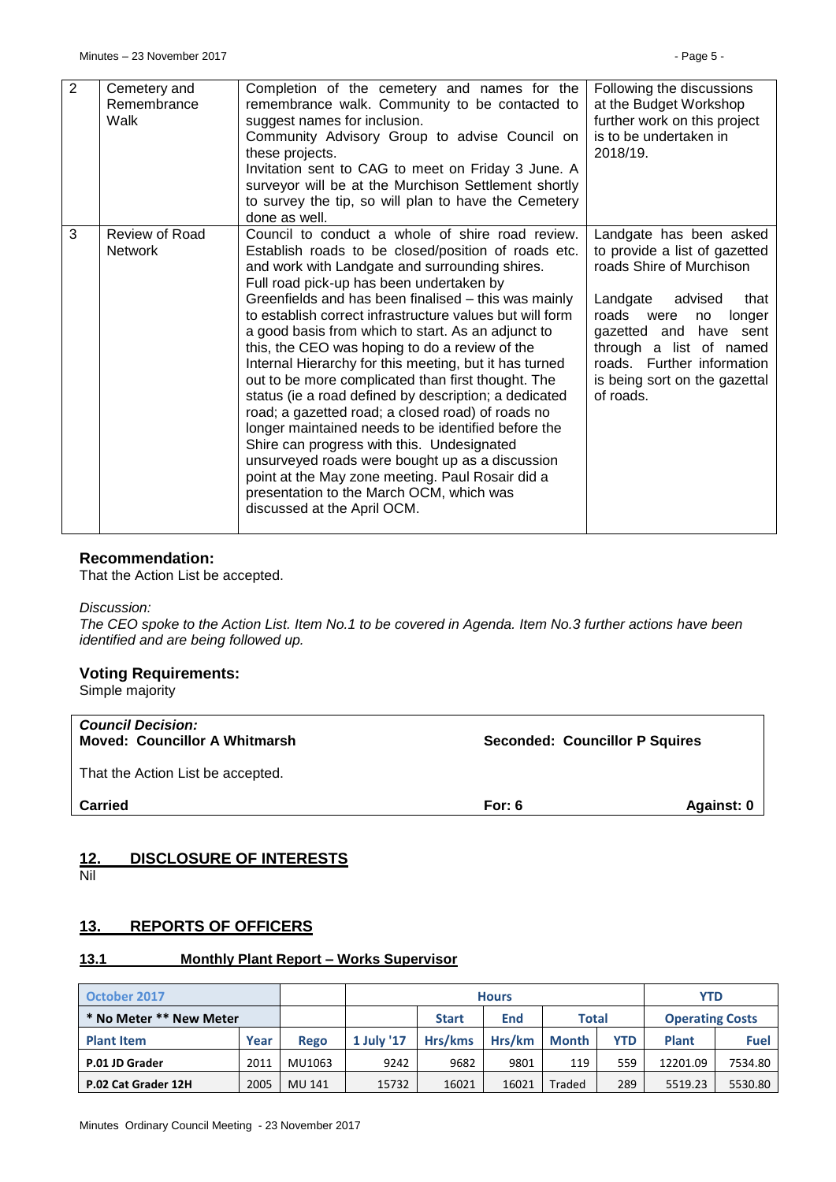| 2 | Cemetery and Remembrance Walk | Completion of the cemetery and names for the remembrance walk. Community to be contacted to suggest names for inclusion. Community Advisory Group to advise Council on these projects. Invitation sent to CAG to meet on Friday 3 June. A surveyor will be at the Murchison Settlement shortly to survey the tip, so will plan to have the Cemetery done as well. | Following the discussions at the Budget Workshop further work on this project is to be undertaken in 2018/19. |
|---|---|---|---|
| 3 | Review of Road Network | Council to conduct a whole of shire road review. Establish roads to be closed/position of roads etc. and work with Landgate and surrounding shires. Full road pick-up has been undertaken by Greenfields and has been finalised – this was mainly to establish correct infrastructure values but will form a good basis from which to start. As an adjunct to this, the CEO was hoping to do a review of the Internal Hierarchy for this meeting, but it has turned out to be more complicated than first thought. The status (ie a road defined by description; a dedicated road; a gazetted road; a closed road) of roads no longer maintained needs to be identified before the Shire can progress with this. Undesignated unsurveyed roads were bought up as a discussion point at the May zone meeting. Paul Rosair did a presentation to the March OCM, which was discussed at the April OCM. | Landgate has been asked to provide a list of gazetted roads Shire of Murchison<br><br>Landgate advised that roads were no longer gazetted and have sent through a list of named roads. Further information is being sort on the gazettal of roads. |

### Recommendation:

That the Action List be accepted.

*Discussion:*

*The CEO spoke to the Action List. Item No.1 to be covered in Agenda. Item No.3 further actions have been identified and are being followed up.*

### Voting Requirements:

Simple majority

| ***Council Decision:*** | | |
|---|---|---|
| **Moved: Councillor A Whitmarsh** | **Seconded: Councillor P Squires** | |
| That the Action List be accepted. | | |
| **Carried** | **For: 6** | **Against: 0** |

## 12. DISCLOSURE OF INTERESTS

Nil

## 13. REPORTS OF OFFICERS

### 13.1 Monthly Plant Report – Works Supervisor

| October 2017 | | | Hours | | | | | YTD | |
|---|---|---|---|---|---|---|---|---|---|
| * No Meter ** New Meter | | | | Start | End | Total | | Operating Costs | |
| Plant Item | Year | Rego | 1 July '17 | Hrs/kms | Hrs/km | Month | YTD | Plant | Fuel |
| P.01 JD Grader | 2011 | MU1063 | 9242 | 9682 | 9801 | 119 | 559 | 12201.09 | 7534.80 |
| P.02 Cat Grader 12H | 2005 | MU 141 | 15732 | 16021 | 16021 | Traded | 289 | 5519.23 | 5530.80 |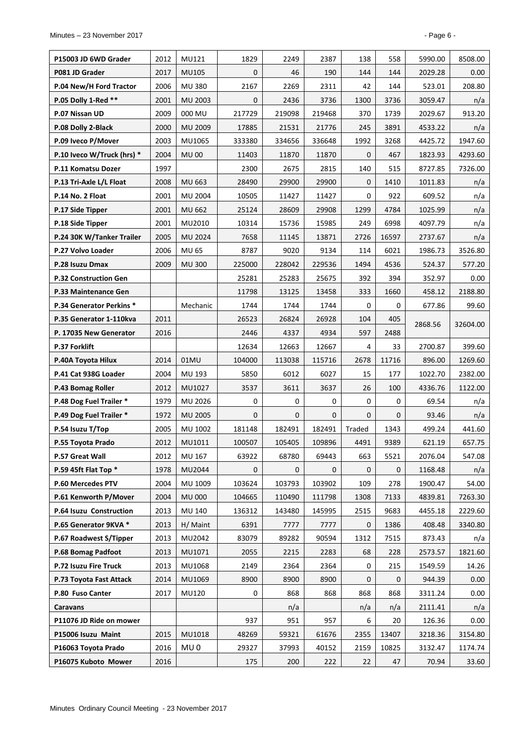| | | | | | | | | | |
|---|---|---|---|---|---|---|---|---|---|
| P15003 JD 6WD Grader | 2012 | MU121 | 1829 | 2249 | 2387 | 138 | 558 | 5990.00 | 8508.00 |
| P081 JD Grader | 2017 | MU105 | 0 | 46 | 190 | 144 | 144 | 2029.28 | 0.00 |
| P.04 New/H Ford Tractor | 2006 | MU 380 | 2167 | 2269 | 2311 | 42 | 144 | 523.01 | 208.80 |
| P.05 Dolly 1-Red ** | 2001 | MU 2003 | 0 | 2436 | 3736 | 1300 | 3736 | 3059.47 | n/a |
| P.07 Nissan UD | 2009 | 000 MU | 217729 | 219098 | 219468 | 370 | 1739 | 2029.67 | 913.20 |
| P.08 Dolly 2-Black | 2000 | MU 2009 | 17885 | 21531 | 21776 | 245 | 3891 | 4533.22 | n/a |
| P.09 Iveco P/Mover | 2003 | MU1065 | 333380 | 334656 | 336648 | 1992 | 3268 | 4425.72 | 1947.60 |
| P.10 Iveco W/Truck (hrs) * | 2004 | MU 00 | 11403 | 11870 | 11870 | 0 | 467 | 1823.93 | 4293.60 |
| P.11 Komatsu Dozer | 1997 | | 2300 | 2675 | 2815 | 140 | 515 | 8727.85 | 7326.00 |
| P.13 Tri-Axle L/L Float | 2008 | MU 663 | 28490 | 29900 | 29900 | 0 | 1410 | 1011.83 | n/a |
| P.14 No. 2 Float | 2001 | MU 2004 | 10505 | 11427 | 11427 | 0 | 922 | 609.52 | n/a |
| P.17 Side Tipper | 2001 | MU 662 | 25124 | 28609 | 29908 | 1299 | 4784 | 1025.99 | n/a |
| P.18 Side Tipper | 2001 | MU2010 | 10314 | 15736 | 15985 | 249 | 6998 | 4097.79 | n/a |
| P.24 30K W/Tanker Trailer | 2005 | MU 2024 | 7658 | 11145 | 13871 | 2726 | 16597 | 2737.67 | n/a |
| P.27 Volvo Loader | 2006 | MU 65 | 8787 | 9020 | 9134 | 114 | 6021 | 1986.73 | 3526.80 |
| P.28 Isuzu Dmax | 2009 | MU 300 | 225000 | 228042 | 229536 | 1494 | 4536 | 524.37 | 577.20 |
| P.32 Construction Gen | | | 25281 | 25283 | 25675 | 392 | 394 | 352.97 | 0.00 |
| P.33 Maintenance Gen | | | 11798 | 13125 | 13458 | 333 | 1660 | 458.12 | 2188.80 |
| P.34 Generator Perkins * | | Mechanic | 1744 | 1744 | 1744 | 0 | 0 | 677.86 | 99.60 |
| P.35 Generator 1-110kva | 2011 | | 26523 | 26824 | 26928 | 104 | 405 | 2868.56 | 32604.00 |
| P. 17035 New Generator | 2016 | | 2446 | 4337 | 4934 | 597 | 2488 | | |
| P.37 Forklift | | | 12634 | 12663 | 12667 | 4 | 33 | 2700.87 | 399.60 |
| P.40A Toyota Hilux | 2014 | 01MU | 104000 | 113038 | 115716 | 2678 | 11716 | 896.00 | 1269.60 |
| P.41 Cat 938G Loader | 2004 | MU 193 | 5850 | 6012 | 6027 | 15 | 177 | 1022.70 | 2382.00 |
| P.43 Bomag Roller | 2012 | MU1027 | 3537 | 3611 | 3637 | 26 | 100 | 4336.76 | 1122.00 |
| P.48 Dog Fuel Trailer * | 1979 | MU 2026 | 0 | 0 | 0 | 0 | 0 | 69.54 | n/a |
| P.49 Dog Fuel Trailer * | 1972 | MU 2005 | 0 | 0 | 0 | 0 | 0 | 93.46 | n/a |
| P.54 Isuzu T/Top | 2005 | MU 1002 | 181148 | 182491 | 182491 | Traded | 1343 | 499.24 | 441.60 |
| P.55 Toyota Prado | 2012 | MU1011 | 100507 | 105405 | 109896 | 4491 | 9389 | 621.19 | 657.75 |
| P.57 Great Wall | 2012 | MU 167 | 63922 | 68780 | 69443 | 663 | 5521 | 2076.04 | 547.08 |
| P.59 45ft Flat Top * | 1978 | MU2044 | 0 | 0 | 0 | 0 | 0 | 1168.48 | n/a |
| P.60 Mercedes PTV | 2004 | MU 1009 | 103624 | 103793 | 103902 | 109 | 278 | 1900.47 | 54.00 |
| P.61 Kenworth P/Mover | 2004 | MU 000 | 104665 | 110490 | 111798 | 1308 | 7133 | 4839.81 | 7263.30 |
| P.64 Isuzu Construction | 2013 | MU 140 | 136312 | 143480 | 145995 | 2515 | 9683 | 4455.18 | 2229.60 |
| P.65 Generator 9KVA * | 2013 | H/ Maint | 6391 | 7777 | 7777 | 0 | 1386 | 408.48 | 3340.80 |
| P.67 Roadwest S/Tipper | 2013 | MU2042 | 83079 | 89282 | 90594 | 1312 | 7515 | 873.43 | n/a |
| P.68 Bomag Padfoot | 2013 | MU1071 | 2055 | 2215 | 2283 | 68 | 228 | 2573.57 | 1821.60 |
| P.72 Isuzu Fire Truck | 2013 | MU1068 | 2149 | 2364 | 2364 | 0 | 215 | 1549.59 | 14.26 |
| P.73 Toyota Fast Attack | 2014 | MU1069 | 8900 | 8900 | 8900 | 0 | 0 | 944.39 | 0.00 |
| P.80 Fuso Canter | 2017 | MU120 | 0 | 868 | 868 | 868 | 868 | 3311.24 | 0.00 |
| Caravans | | | | n/a | | n/a | n/a | 2111.41 | n/a |
| P11076 JD Ride on mower | | | 937 | 951 | 957 | 6 | 20 | 126.36 | 0.00 |
| P15006 Isuzu Maint | 2015 | MU1018 | 48269 | 59321 | 61676 | 2355 | 13407 | 3218.36 | 3154.80 |
| P16063 Toyota Prado | 2016 | MU 0 | 29327 | 37993 | 40152 | 2159 | 10825 | 3132.47 | 1174.74 |
| P16075 Kuboto Mower | 2016 | | 175 | 200 | 222 | 22 | 47 | 70.94 | 33.60 |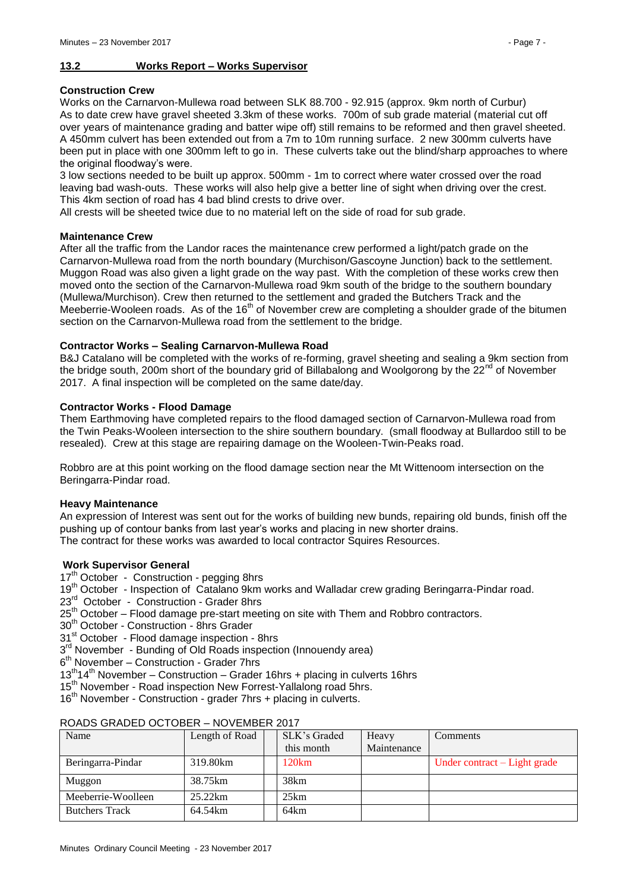## 13.2 Works Report – Works Supervisor

**Construction Crew**

Works on the Carnarvon-Mullewa road between SLK 88.700 - 92.915 (approx. 9km north of Curbur) As to date crew have gravel sheeted 3.3km of these works. 700m of sub grade material (material cut off over years of maintenance grading and batter wipe off) still remains to be reformed and then gravel sheeted. A 450mm culvert has been extended out from a 7m to 10m running surface. 2 new 300mm culverts have been put in place with one 300mm left to go in. These culverts take out the blind/sharp approaches to where the original floodway's were.

3 low sections needed to be built up approx. 500mm - 1m to correct where water crossed over the road leaving bad wash-outs. These works will also help give a better line of sight when driving over the crest. This 4km section of road has 4 bad blind crests to drive over.

All crests will be sheeted twice due to no material left on the side of road for sub grade.

**Maintenance Crew**

After all the traffic from the Landor races the maintenance crew performed a light/patch grade on the Carnarvon-Mullewa road from the north boundary (Murchison/Gascoyne Junction) back to the settlement. Muggon Road was also given a light grade on the way past. With the completion of these works crew then moved onto the section of the Carnarvon-Mullewa road 9km south of the bridge to the southern boundary (Mullewa/Murchison). Crew then returned to the settlement and graded the Butchers Track and the Meeberrie-Wooleen roads. As of the 16th of November crew are completing a shoulder grade of the bitumen section on the Carnarvon-Mullewa road from the settlement to the bridge.

**Contractor Works – Sealing Carnarvon-Mullewa Road**

B&J Catalano will be completed with the works of re-forming, gravel sheeting and sealing a 9km section from the bridge south, 200m short of the boundary grid of Billabalong and Woolgorong by the 22nd of November 2017. A final inspection will be completed on the same date/day.

**Contractor Works - Flood Damage**

Them Earthmoving have completed repairs to the flood damaged section of Carnarvon-Mullewa road from the Twin Peaks-Wooleen intersection to the shire southern boundary. (small floodway at Bullardoo still to be resealed). Crew at this stage are repairing damage on the Wooleen-Twin-Peaks road.

Robbro are at this point working on the flood damage section near the Mt Wittenoom intersection on the Beringarra-Pindar road.

**Heavy Maintenance**

An expression of Interest was sent out for the works of building new bunds, repairing old bunds, finish off the pushing up of contour banks from last year's works and placing in new shorter drains.
The contract for these works was awarded to local contractor Squires Resources.

**Work Supervisor General**

17th October - Construction - pegging 8hrs
19th October - Inspection of Catalano 9km works and Walladar crew grading Beringarra-Pindar road.
23rd October - Construction - Grader 8hrs
25th October – Flood damage pre-start meeting on site with Them and Robbro contractors.
30th October - Construction - 8hrs Grader
31st October - Flood damage inspection - 8hrs
3rd November - Bunding of Old Roads inspection (Innouendy area)
6th November – Construction - Grader 7hrs
13th14th November – Construction – Grader 16hrs + placing in culverts 16hrs
15th November - Road inspection New Forrest-Yallalong road 5hrs.
16th November - Construction - grader 7hrs + placing in culverts.

ROADS GRADED OCTOBER – NOVEMBER 2017

| Name | Length of Road | SLK's Graded this month | Heavy Maintenance | Comments |
|---|---|---|---|---|
| Beringarra-Pindar | 319.80km | 120km | | Under contract – Light grade |
| Muggon | 38.75km | 38km | | |
| Meeberrie-Woolleen | 25.22km | 25km | | |
| Butchers Track | 64.54km | 64km | | |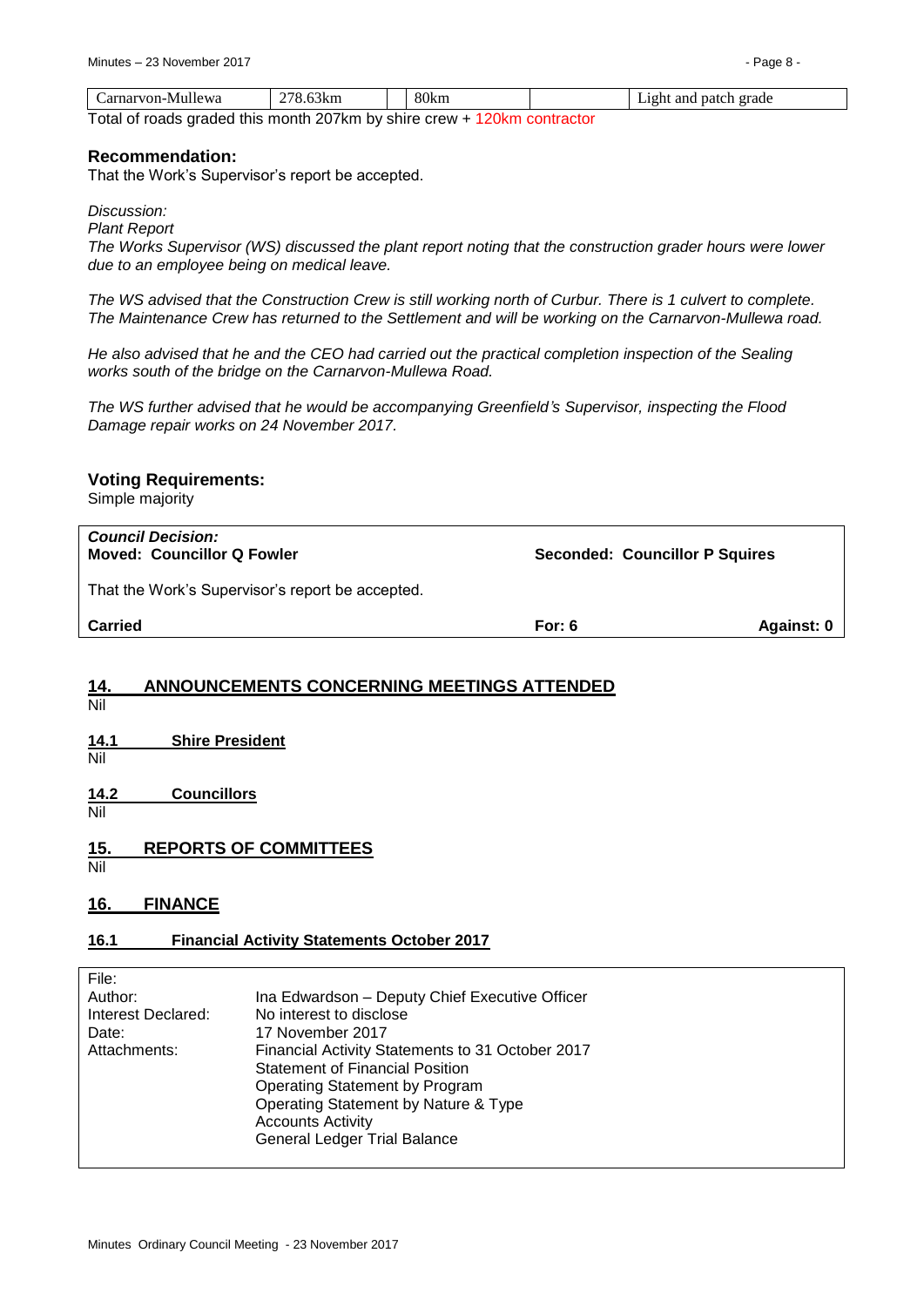| Carnarvon-Mullewa | 278.63km | | 80km | | Light and patch grade |
|---|---|---|---|---|---|

Total of roads graded this month 207km by shire crew + 120km contractor

### Recommendation:

That the Work's Supervisor's report be accepted.

*Discussion:*

*Plant Report*

*The Works Supervisor (WS) discussed the plant report noting that the construction grader hours were lower due to an employee being on medical leave.*

*The WS advised that the Construction Crew is still working north of Curbur. There is 1 culvert to complete. The Maintenance Crew has returned to the Settlement and will be working on the Carnarvon-Mullewa road.*

*He also advised that he and the CEO had carried out the practical completion inspection of the Sealing works south of the bridge on the Carnarvon-Mullewa Road.*

*The WS further advised that he would be accompanying Greenfield's Supervisor, inspecting the Flood Damage repair works on 24 November 2017.*

### Voting Requirements:

Simple majority

| ***Council Decision:*** **Moved: Councillor Q Fowler** | **Seconded: Councillor P Squires** | |
|---|---|---|
| That the Work's Supervisor's report be accepted. | | |
| **Carried** | **For: 6** | **Against: 0** |

## 14. ANNOUNCEMENTS CONCERNING MEETINGS ATTENDED

Nil

### 14.1 Shire President

Nil

### 14.2 Councillors

Nil

## 15. REPORTS OF COMMITTEES

Nil

## 16. FINANCE

### 16.1 Financial Activity Statements October 2017

| | |
|---|---|
| File: | |
| Author: | Ina Edwardson – Deputy Chief Executive Officer |
| Interest Declared: | No interest to disclose |
| Date: | 17 November 2017 |
| Attachments: | Financial Activity Statements to 31 October 2017<br>Statement of Financial Position<br>Operating Statement by Program<br>Operating Statement by Nature & Type<br>Accounts Activity<br>General Ledger Trial Balance |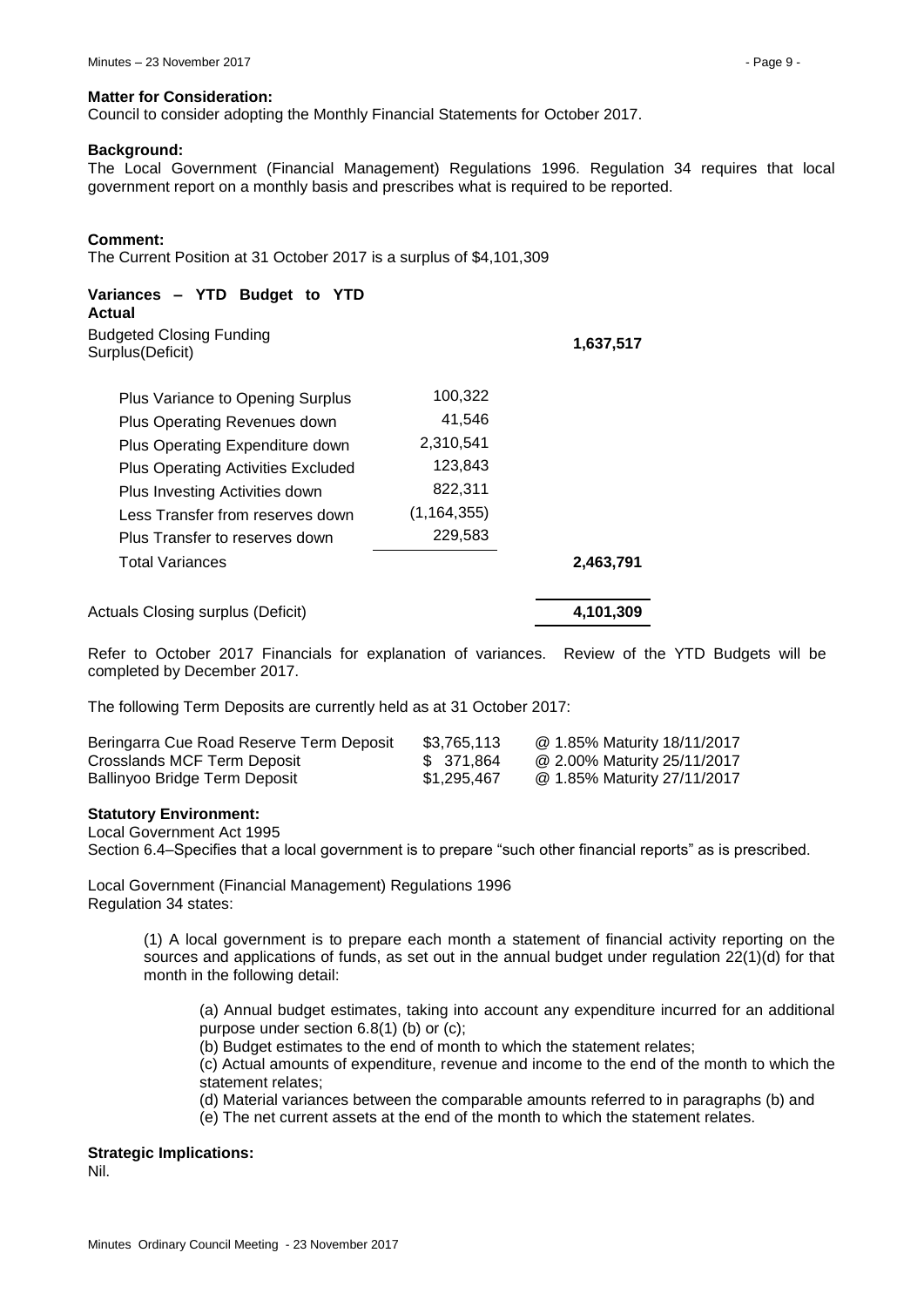**Matter for Consideration:**
Council to consider adopting the Monthly Financial Statements for October 2017.

**Background:**
The Local Government (Financial Management) Regulations 1996. Regulation 34 requires that local government report on a monthly basis and prescribes what is required to be reported.

**Comment:**
The Current Position at 31 October 2017 is a surplus of $4,101,309

**Variances – YTD Budget to YTD Actual**

| | | |
|---|---|---|
| Budgeted Closing Funding Surplus(Deficit) | | **1,637,517** |
| Plus Variance to Opening Surplus | 100,322 | |
| Plus Operating Revenues down | 41,546 | |
| Plus Operating Expenditure down | 2,310,541 | |
| Plus Operating Activities Excluded | 123,843 | |
| Plus Investing Activities down | 822,311 | |
| Less Transfer from reserves down | (1,164,355) | |
| Plus Transfer to reserves down | 229,583 | |
| Total Variances | | **2,463,791** |
| Actuals Closing surplus (Deficit) | | **4,101,309** |

Refer to October 2017 Financials for explanation of variances. Review of the YTD Budgets will be completed by December 2017.

The following Term Deposits are currently held as at 31 October 2017:

| | | |
|---|---|---|
| Beringarra Cue Road Reserve Term Deposit | $3,765,113 | @ 1.85% Maturity 18/11/2017 |
| Crosslands MCF Term Deposit | $ 371,864 | @ 2.00% Maturity 25/11/2017 |
| Ballinyoo Bridge Term Deposit | $1,295,467 | @ 1.85% Maturity 27/11/2017 |

**Statutory Environment:**
Local Government Act 1995
Section 6.4–Specifies that a local government is to prepare "such other financial reports" as is prescribed.

Local Government (Financial Management) Regulations 1996
Regulation 34 states:

> (1) A local government is to prepare each month a statement of financial activity reporting on the sources and applications of funds, as set out in the annual budget under regulation 22(1)(d) for that month in the following detail:
>
> > (a) Annual budget estimates, taking into account any expenditure incurred for an additional purpose under section 6.8(1) (b) or (c);
> > (b) Budget estimates to the end of month to which the statement relates;
> > (c) Actual amounts of expenditure, revenue and income to the end of the month to which the statement relates;
> > (d) Material variances between the comparable amounts referred to in paragraphs (b) and
> > (e) The net current assets at the end of the month to which the statement relates.

**Strategic Implications:**
Nil.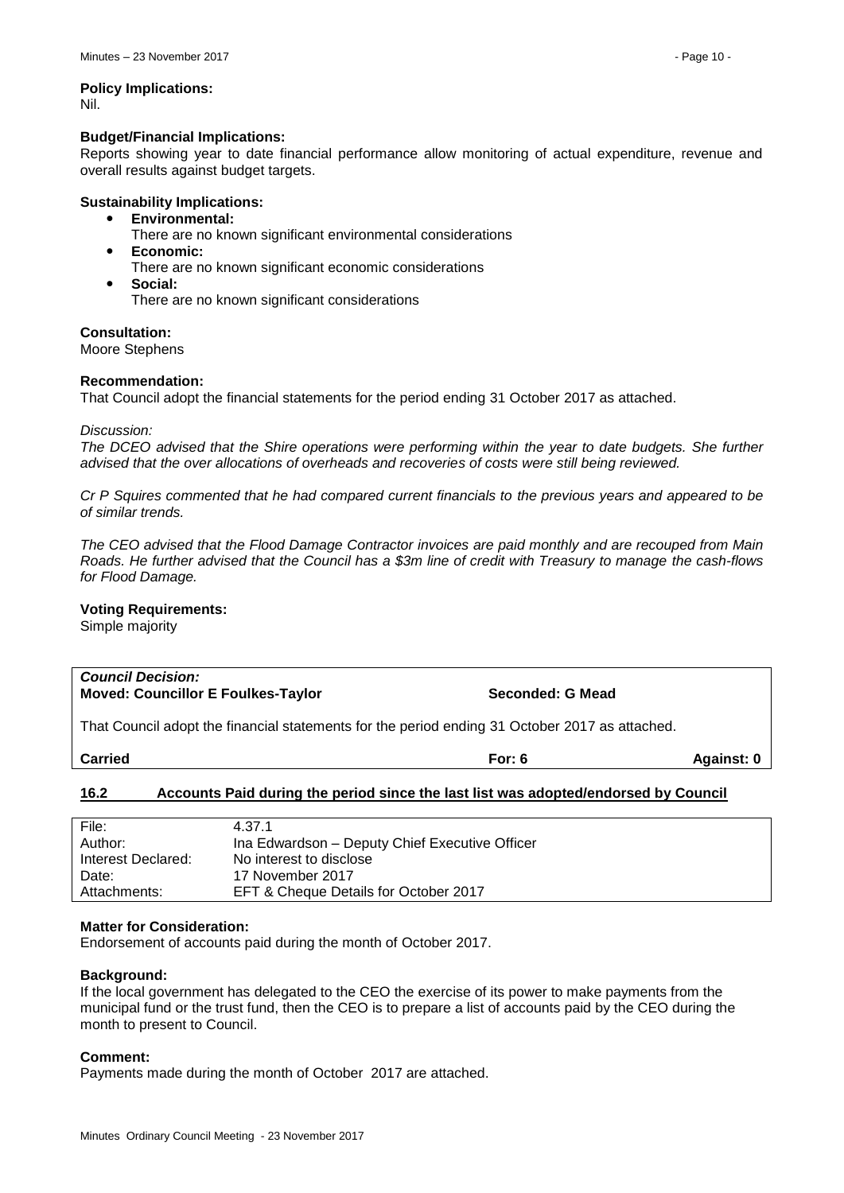**Policy Implications:**
Nil.

**Budget/Financial Implications:**
Reports showing year to date financial performance allow monitoring of actual expenditure, revenue and overall results against budget targets.

**Sustainability Implications:**

- **Environmental:**
  There are no known significant environmental considerations
- **Economic:**
  There are no known significant economic considerations
- **Social:**
  There are no known significant considerations

**Consultation:**
Moore Stephens

**Recommendation:**
That Council adopt the financial statements for the period ending 31 October 2017 as attached.

*Discussion:*

*The DCEO advised that the Shire operations were performing within the year to date budgets. She further advised that the over allocations of overheads and recoveries of costs were still being reviewed.*

*Cr P Squires commented that he had compared current financials to the previous years and appeared to be of similar trends.*

*The CEO advised that the Flood Damage Contractor invoices are paid monthly and are recouped from Main Roads. He further advised that the Council has a $3m line of credit with Treasury to manage the cash-flows for Flood Damage.*

**Voting Requirements:**
Simple majority

| ***Council Decision:*** | | |
|---|---|---|
| **Moved: Councillor E Foulkes-Taylor** | **Seconded: G Mead** | |
| That Council adopt the financial statements for the period ending 31 October 2017 as attached. | | |
| **Carried** | **For: 6** | **Against: 0** |

## 16.2 Accounts Paid during the period since the last list was adopted/endorsed by Council

| | |
|---|---|
| File: | 4.37.1 |
| Author: | Ina Edwardson – Deputy Chief Executive Officer |
| Interest Declared: | No interest to disclose |
| Date: | 17 November 2017 |
| Attachments: | EFT & Cheque Details for October 2017 |

**Matter for Consideration:**
Endorsement of accounts paid during the month of October 2017.

**Background:**
If the local government has delegated to the CEO the exercise of its power to make payments from the municipal fund or the trust fund, then the CEO is to prepare a list of accounts paid by the CEO during the month to present to Council.

**Comment:**
Payments made during the month of October 2017 are attached.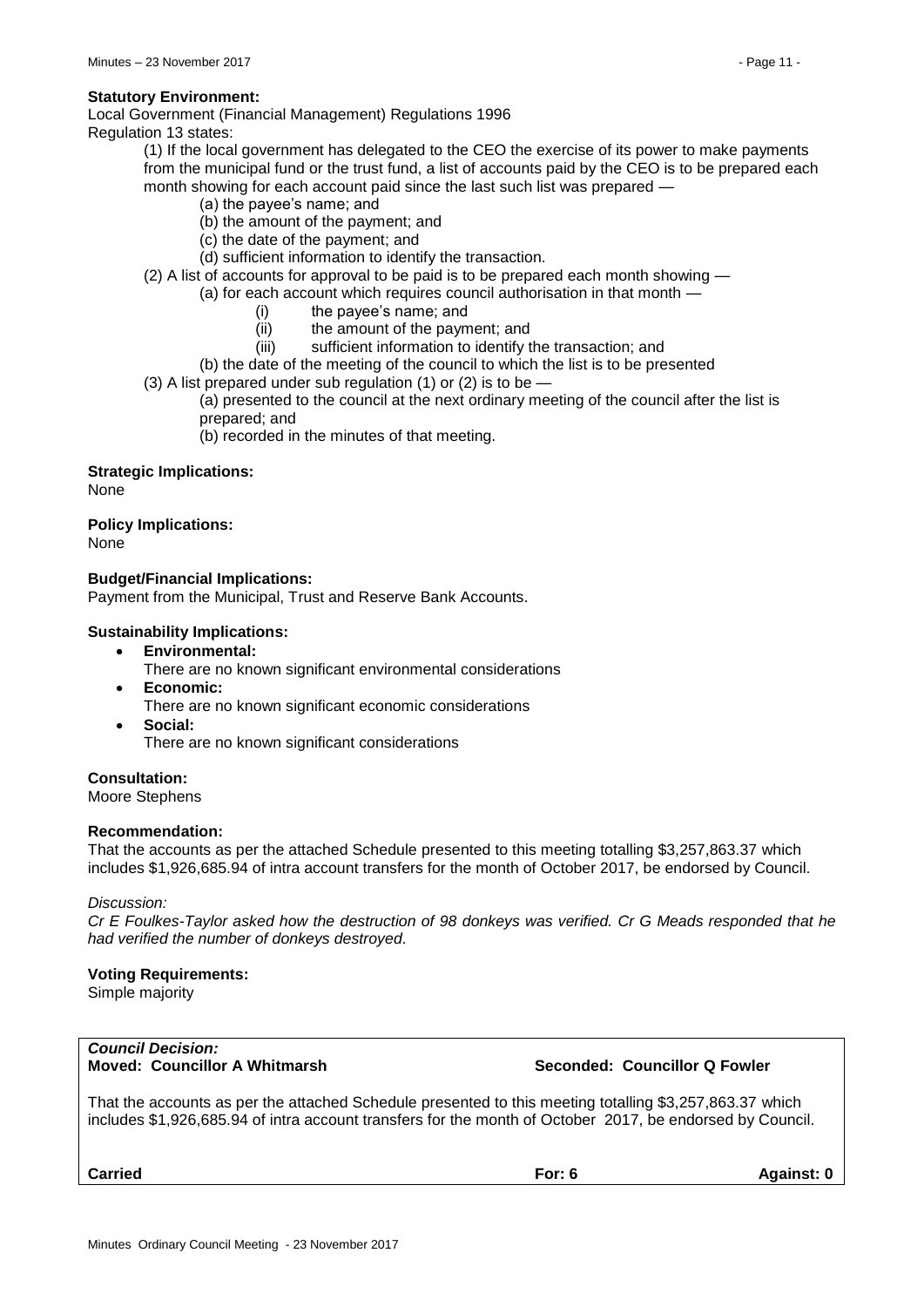**Statutory Environment:**

Local Government (Financial Management) Regulations 1996

Regulation 13 states:

> (1) If the local government has delegated to the CEO the exercise of its power to make payments from the municipal fund or the trust fund, a list of accounts paid by the CEO is to be prepared each month showing for each account paid since the last such list was prepared —
>
> > (a) the payee's name; and
> > (b) the amount of the payment; and
> > (c) the date of the payment; and
> > (d) sufficient information to identify the transaction.
>
> (2) A list of accounts for approval to be paid is to be prepared each month showing —
>
> > (a) for each account which requires council authorisation in that month —
> >
> > > (i) the payee's name; and
> > > (ii) the amount of the payment; and
> > > (iii) sufficient information to identify the transaction; and
> >
> > (b) the date of the meeting of the council to which the list is to be presented
>
> (3) A list prepared under sub regulation (1) or (2) is to be —
>
> > (a) presented to the council at the next ordinary meeting of the council after the list is prepared; and
> > (b) recorded in the minutes of that meeting.

**Strategic Implications:**

None

**Policy Implications:**

None

**Budget/Financial Implications:**

Payment from the Municipal, Trust and Reserve Bank Accounts.

**Sustainability Implications:**

- **Environmental:**
  There are no known significant environmental considerations
- **Economic:**
  There are no known significant economic considerations
- **Social:**
  There are no known significant considerations

**Consultation:**

Moore Stephens

**Recommendation:**

That the accounts as per the attached Schedule presented to this meeting totalling $3,257,863.37 which includes $1,926,685.94 of intra account transfers for the month of October 2017, be endorsed by Council.

*Discussion:*

*Cr E Foulkes-Taylor asked how the destruction of 98 donkeys was verified. Cr G Meads responded that he had verified the number of donkeys destroyed.*

**Voting Requirements:**

Simple majority

***Council Decision:***

**Moved: Councillor A Whitmarsh** **Seconded: Councillor Q Fowler**

That the accounts as per the attached Schedule presented to this meeting totalling $3,257,863.37 which includes $1,926,685.94 of intra account transfers for the month of October 2017, be endorsed by Council.

**Carried** **For: 6** **Against: 0**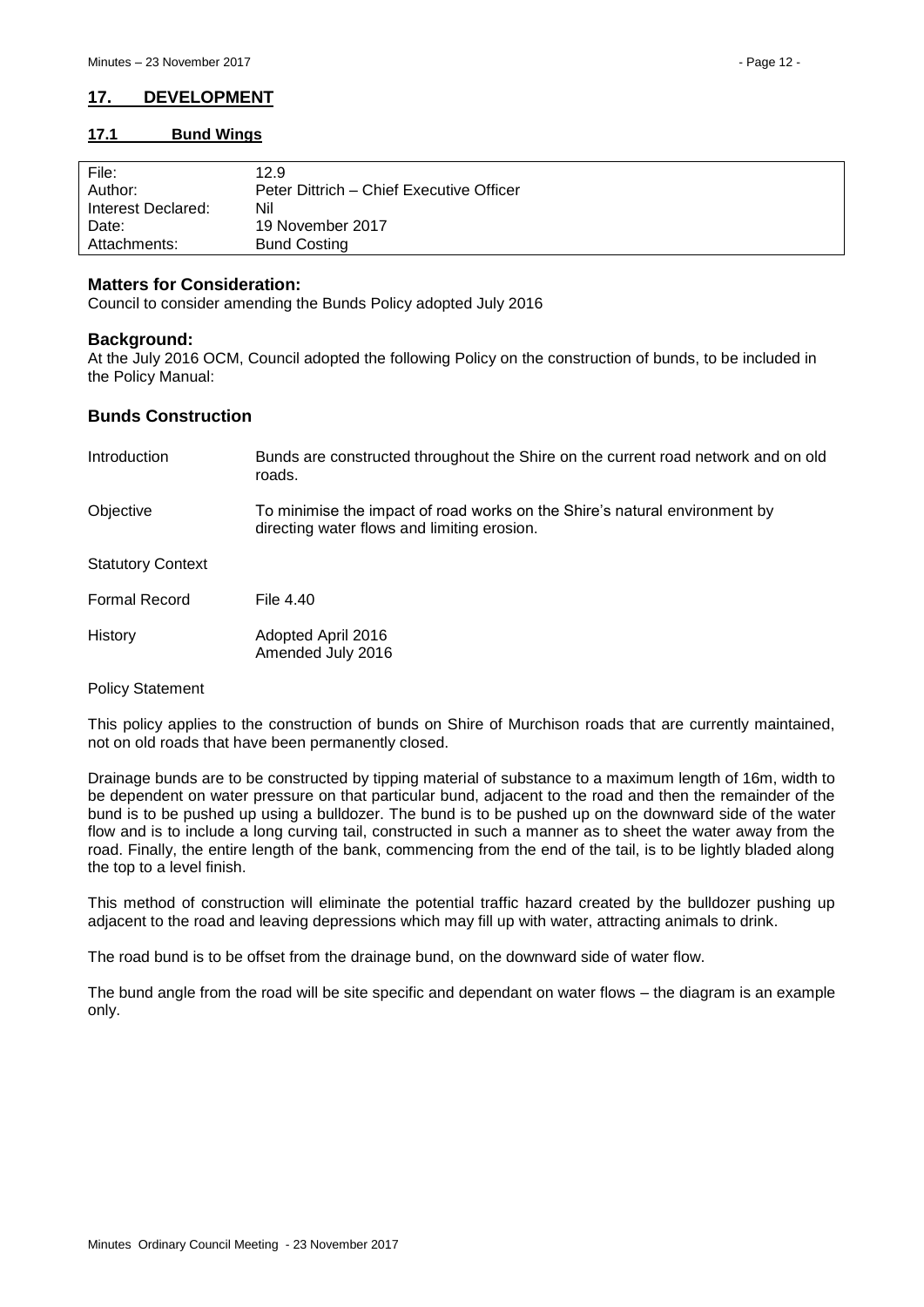## 17. DEVELOPMENT

### 17.1 Bund Wings

| | |
|---|---|
| File: | 12.9 |
| Author: | Peter Dittrich – Chief Executive Officer |
| Interest Declared: | Nil |
| Date: | 19 November 2017 |
| Attachments: | Bund Costing |

**Matters for Consideration:**

Council to consider amending the Bunds Policy adopted July 2016

**Background:**

At the July 2016 OCM, Council adopted the following Policy on the construction of bunds, to be included in the Policy Manual:

**Bunds Construction**

| | |
|---|---|
| Introduction | Bunds are constructed throughout the Shire on the current road network and on old roads. |
| Objective | To minimise the impact of road works on the Shire's natural environment by directing water flows and limiting erosion. |
| Statutory Context | |
| Formal Record | File 4.40 |
| History | Adopted April 2016<br>Amended July 2016 |

Policy Statement

This policy applies to the construction of bunds on Shire of Murchison roads that are currently maintained, not on old roads that have been permanently closed.

Drainage bunds are to be constructed by tipping material of substance to a maximum length of 16m, width to be dependent on water pressure on that particular bund, adjacent to the road and then the remainder of the bund is to be pushed up using a bulldozer. The bund is to be pushed up on the downward side of the water flow and is to include a long curving tail, constructed in such a manner as to sheet the water away from the road. Finally, the entire length of the bank, commencing from the end of the tail, is to be lightly bladed along the top to a level finish.

This method of construction will eliminate the potential traffic hazard created by the bulldozer pushing up adjacent to the road and leaving depressions which may fill up with water, attracting animals to drink.

The road bund is to be offset from the drainage bund, on the downward side of water flow.

The bund angle from the road will be site specific and dependant on water flows – the diagram is an example only.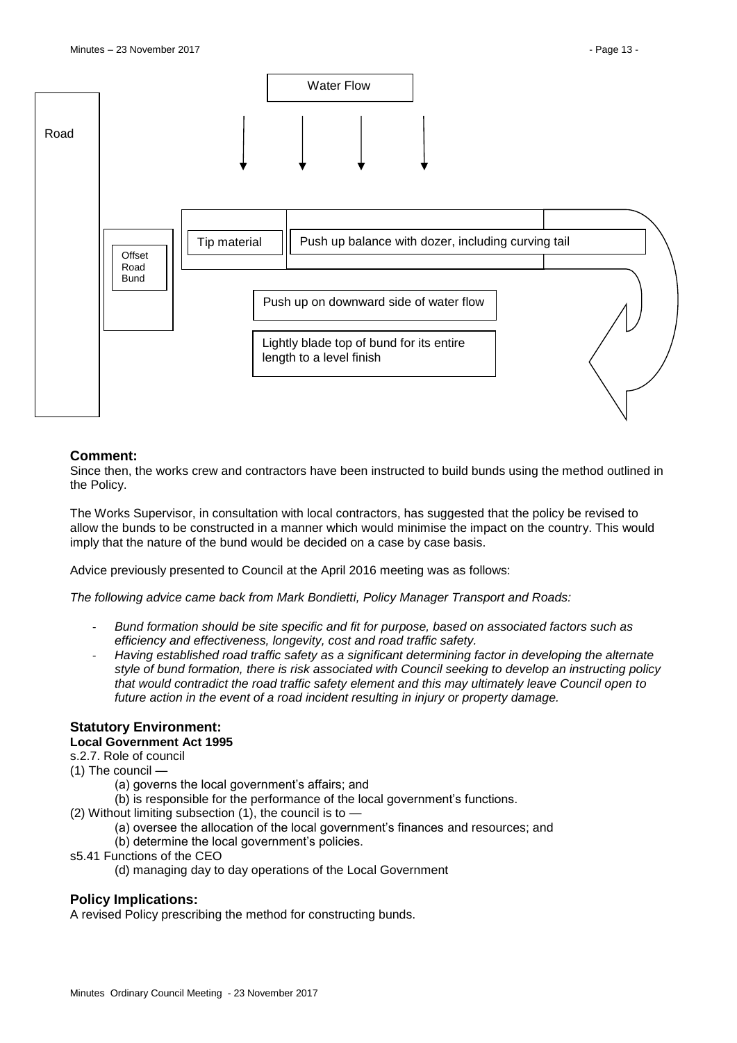Water Flow

Road

Offset Road Bund

Tip material

Push up balance with dozer, including curving tail

Push up on downward side of water flow

Lightly blade top of bund for its entire length to a level finish

## Comment:

Since then, the works crew and contractors have been instructed to build bunds using the method outlined in the Policy.

The Works Supervisor, in consultation with local contractors, has suggested that the policy be revised to allow the bunds to be constructed in a manner which would minimise the impact on the country. This would imply that the nature of the bund would be decided on a case by case basis.

Advice previously presented to Council at the April 2016 meeting was as follows:

*The following advice came back from Mark Bondietti, Policy Manager Transport and Roads:*

- *Bund formation should be site specific and fit for purpose, based on associated factors such as efficiency and effectiveness, longevity, cost and road traffic safety.*
- *Having established road traffic safety as a significant determining factor in developing the alternate style of bund formation, there is risk associated with Council seeking to develop an instructing policy that would contradict the road traffic safety element and this may ultimately leave Council open to future action in the event of a road incident resulting in injury or property damage.*

## Statutory Environment:

**Local Government Act 1995**

s.2.7. Role of council

(1) The council —

(a) governs the local government's affairs; and

(b) is responsible for the performance of the local government's functions.

(2) Without limiting subsection (1), the council is to —

(a) oversee the allocation of the local government's finances and resources; and

(b) determine the local government's policies.

s5.41 Functions of the CEO

(d) managing day to day operations of the Local Government

## Policy Implications:

A revised Policy prescribing the method for constructing bunds.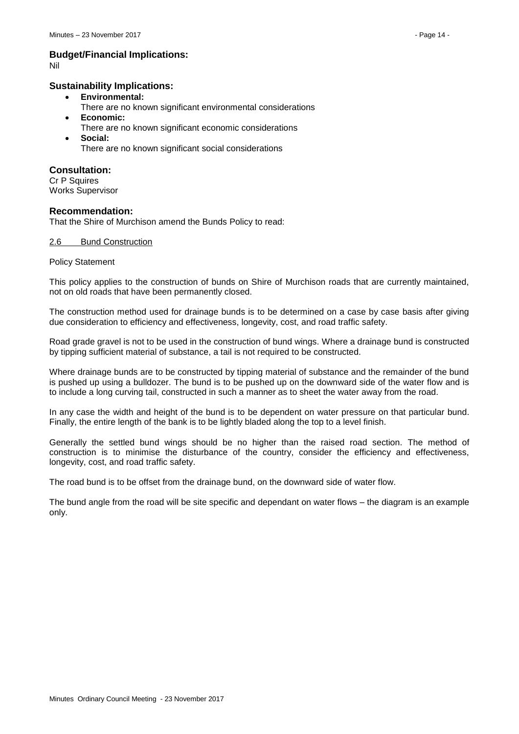### Budget/Financial Implications:

Nil

### Sustainability Implications:

- **Environmental:**
  There are no known significant environmental considerations
- **Economic:**
  There are no known significant economic considerations
- **Social:**
  There are no known significant social considerations

### Consultation:

Cr P Squires
Works Supervisor

### Recommendation:

That the Shire of Murchison amend the Bunds Policy to read:

2.6 Bund Construction

Policy Statement

This policy applies to the construction of bunds on Shire of Murchison roads that are currently maintained, not on old roads that have been permanently closed.

The construction method used for drainage bunds is to be determined on a case by case basis after giving due consideration to efficiency and effectiveness, longevity, cost, and road traffic safety.

Road grade gravel is not to be used in the construction of bund wings. Where a drainage bund is constructed by tipping sufficient material of substance, a tail is not required to be constructed.

Where drainage bunds are to be constructed by tipping material of substance and the remainder of the bund is pushed up using a bulldozer. The bund is to be pushed up on the downward side of the water flow and is to include a long curving tail, constructed in such a manner as to sheet the water away from the road.

In any case the width and height of the bund is to be dependent on water pressure on that particular bund. Finally, the entire length of the bank is to be lightly bladed along the top to a level finish.

Generally the settled bund wings should be no higher than the raised road section. The method of construction is to minimise the disturbance of the country, consider the efficiency and effectiveness, longevity, cost, and road traffic safety.

The road bund is to be offset from the drainage bund, on the downward side of water flow.

The bund angle from the road will be site specific and dependant on water flows – the diagram is an example only.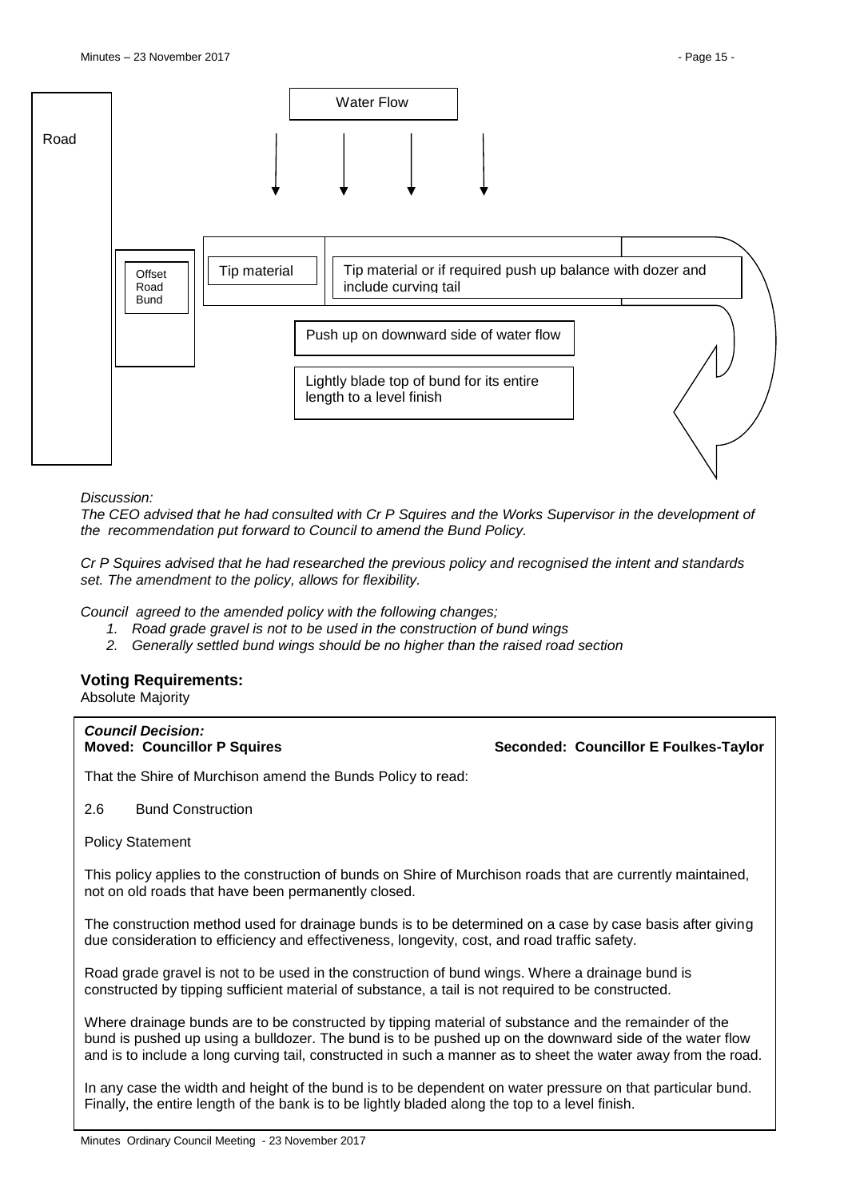Road

Water Flow

Offset Road Bund

Tip material

Tip material or if required push up balance with dozer and include curving tail

Push up on downward side of water flow

Lightly blade top of bund for its entire length to a level finish

*Discussion:*

*The CEO advised that he had consulted with Cr P Squires and the Works Supervisor in the development of the recommendation put forward to Council to amend the Bund Policy.*

*Cr P Squires advised that he had researched the previous policy and recognised the intent and standards set. The amendment to the policy, allows for flexibility.*

*Council agreed to the amended policy with the following changes;*

1. *Road grade gravel is not to be used in the construction of bund wings*
2. *Generally settled bund wings should be no higher than the raised road section*

### Voting Requirements:

Absolute Majority

***Council Decision:***

**Moved: Councillor P Squires** **Seconded: Councillor E Foulkes-Taylor**

That the Shire of Murchison amend the Bunds Policy to read:

2.6 Bund Construction

Policy Statement

This policy applies to the construction of bunds on Shire of Murchison roads that are currently maintained, not on old roads that have been permanently closed.

The construction method used for drainage bunds is to be determined on a case by case basis after giving due consideration to efficiency and effectiveness, longevity, cost, and road traffic safety.

Road grade gravel is not to be used in the construction of bund wings. Where a drainage bund is constructed by tipping sufficient material of substance, a tail is not required to be constructed.

Where drainage bunds are to be constructed by tipping material of substance and the remainder of the bund is pushed up using a bulldozer. The bund is to be pushed up on the downward side of the water flow and is to include a long curving tail, constructed in such a manner as to sheet the water away from the road.

In any case the width and height of the bund is to be dependent on water pressure on that particular bund. Finally, the entire length of the bank is to be lightly bladed along the top to a level finish.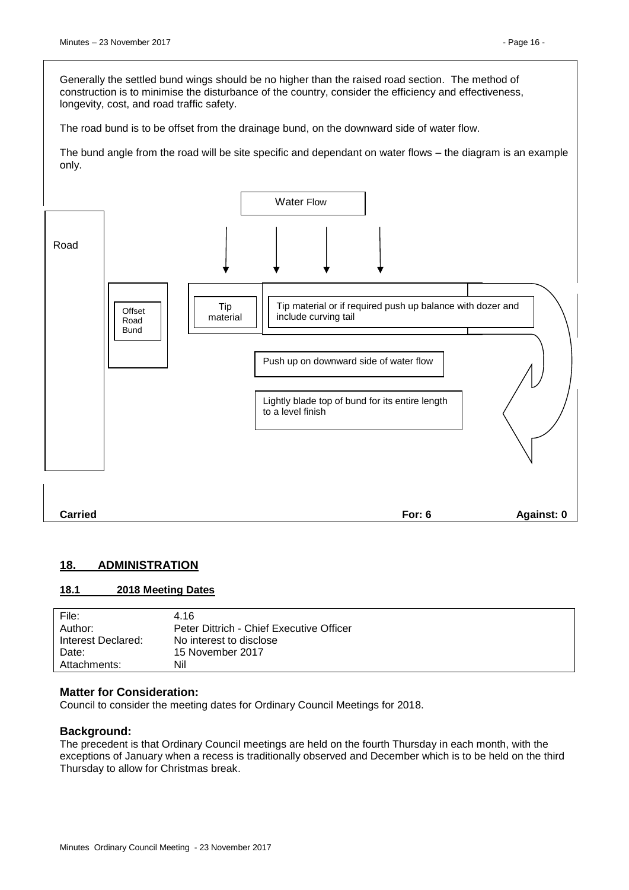Generally the settled bund wings should be no higher than the raised road section. The method of construction is to minimise the disturbance of the country, consider the efficiency and effectiveness, longevity, cost, and road traffic safety.

The road bund is to be offset from the drainage bund, on the downward side of water flow.

The bund angle from the road will be site specific and dependant on water flows – the diagram is an example only.

Water Flow

Road

Offset Road Bund

Tip material

Tip material or if required push up balance with dozer and include curving tail

Push up on downward side of water flow

Lightly blade top of bund for its entire length to a level finish

**Carried** **For: 6** **Against: 0**

## 18. ADMINISTRATION

### 18.1 2018 Meeting Dates

| | |
|---|---|
| File: | 4.16 |
| Author: | Peter Dittrich - Chief Executive Officer |
| Interest Declared: | No interest to disclose |
| Date: | 15 November 2017 |
| Attachments: | Nil |

### Matter for Consideration:

Council to consider the meeting dates for Ordinary Council Meetings for 2018.

### Background:

The precedent is that Ordinary Council meetings are held on the fourth Thursday in each month, with the exceptions of January when a recess is traditionally observed and December which is to be held on the third Thursday to allow for Christmas break.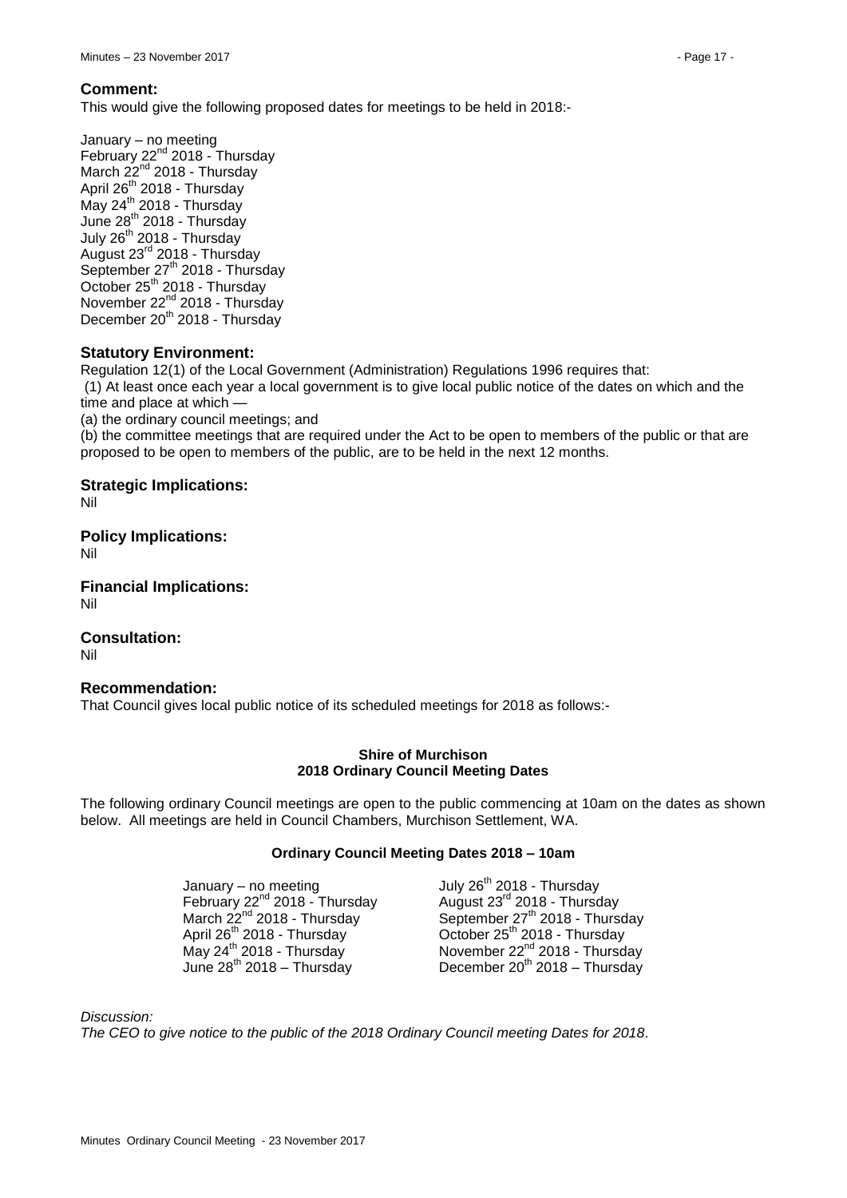### Comment:

This would give the following proposed dates for meetings to be held in 2018:-

January – no meeting
February 22nd 2018 - Thursday
March 22nd 2018 - Thursday
April 26th 2018 - Thursday
May 24th 2018 - Thursday
June 28th 2018 - Thursday
July 26th 2018 - Thursday
August 23rd 2018 - Thursday
September 27th 2018 - Thursday
October 25th 2018 - Thursday
November 22nd 2018 - Thursday
December 20th 2018 - Thursday

### Statutory Environment:

Regulation 12(1) of the Local Government (Administration) Regulations 1996 requires that:

(1) At least once each year a local government is to give local public notice of the dates on which and the time and place at which —

(a) the ordinary council meetings; and

(b) the committee meetings that are required under the Act to be open to members of the public or that are proposed to be open to members of the public, are to be held in the next 12 months.

### Strategic Implications:

Nil

### Policy Implications:

Nil

### Financial Implications:

Nil

### Consultation:

Nil

### Recommendation:

That Council gives local public notice of its scheduled meetings for 2018 as follows:-

**Shire of Murchison**
**2018 Ordinary Council Meeting Dates**

The following ordinary Council meetings are open to the public commencing at 10am on the dates as shown below. All meetings are held in Council Chambers, Murchison Settlement, WA.

**Ordinary Council Meeting Dates 2018 – 10am**

January – no meeting
February 22nd 2018 - Thursday
March 22nd 2018 - Thursday
April 26th 2018 - Thursday
May 24th 2018 - Thursday
June 28th 2018 – Thursday
July 26th 2018 - Thursday
August 23rd 2018 - Thursday
September 27th 2018 - Thursday
October 25th 2018 - Thursday
November 22nd 2018 - Thursday
December 20th 2018 – Thursday

*Discussion:*

*The CEO to give notice to the public of the 2018 Ordinary Council meeting Dates for 2018.*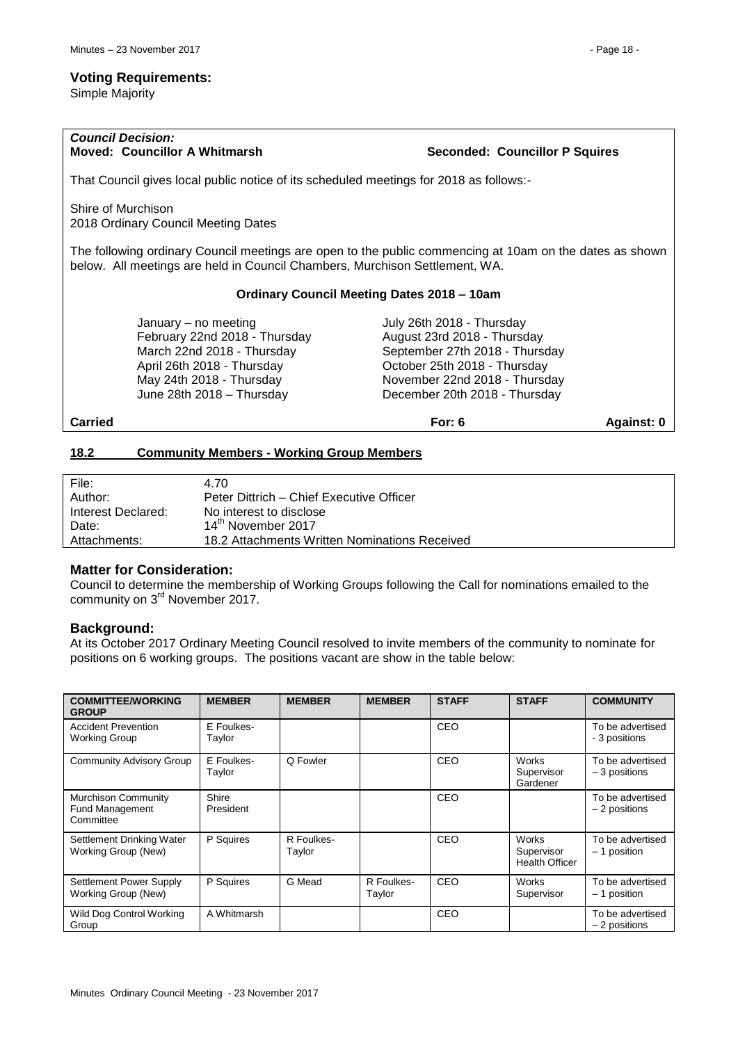### Voting Requirements:

Simple Majority

***Council Decision:***

**Moved: Councillor A Whitmarsh** **Seconded: Councillor P Squires**

That Council gives local public notice of its scheduled meetings for 2018 as follows:-

Shire of Murchison
2018 Ordinary Council Meeting Dates

The following ordinary Council meetings are open to the public commencing at 10am on the dates as shown below. All meetings are held in Council Chambers, Murchison Settlement, WA.

**Ordinary Council Meeting Dates 2018 – 10am**

| | |
|---|---|
| January – no meeting | July 26th 2018 - Thursday |
| February 22nd 2018 - Thursday | August 23rd 2018 - Thursday |
| March 22nd 2018 - Thursday | September 27th 2018 - Thursday |
| April 26th 2018 - Thursday | October 25th 2018 - Thursday |
| May 24th 2018 - Thursday | November 22nd 2018 - Thursday |
| June 28th 2018 – Thursday | December 20th 2018 - Thursday |

**Carried** **For: 6** **Against: 0**

## 18.2 Community Members - Working Group Members

| | |
|---|---|
| File: | 4.70 |
| Author: | Peter Dittrich – Chief Executive Officer |
| Interest Declared: | No interest to disclose |
| Date: | 14th November 2017 |
| Attachments: | 18.2 Attachments Written Nominations Received |

### Matter for Consideration:

Council to determine the membership of Working Groups following the Call for nominations emailed to the community on 3rd November 2017.

### Background:

At its October 2017 Ordinary Meeting Council resolved to invite members of the community to nominate for positions on 6 working groups. The positions vacant are show in the table below:

| COMMITTEE/WORKING GROUP | MEMBER | MEMBER | MEMBER | STAFF | STAFF | COMMUNITY |
|---|---|---|---|---|---|---|
| Accident Prevention Working Group | E Foulkes-Taylor | | | CEO | | To be advertised - 3 positions |
| Community Advisory Group | E Foulkes-Taylor | Q Fowler | | CEO | Works Supervisor Gardener | To be advertised – 3 positions |
| Murchison Community Fund Management Committee | Shire President | | | CEO | | To be advertised – 2 positions |
| Settlement Drinking Water Working Group (New) | P Squires | R Foulkes-Taylor | | CEO | Works Supervisor Health Officer | To be advertised – 1 position |
| Settlement Power Supply Working Group (New) | P Squires | G Mead | R Foulkes-Taylor | CEO | Works Supervisor | To be advertised – 1 position |
| Wild Dog Control Working Group | A Whitmarsh | | | CEO | | To be advertised – 2 positions |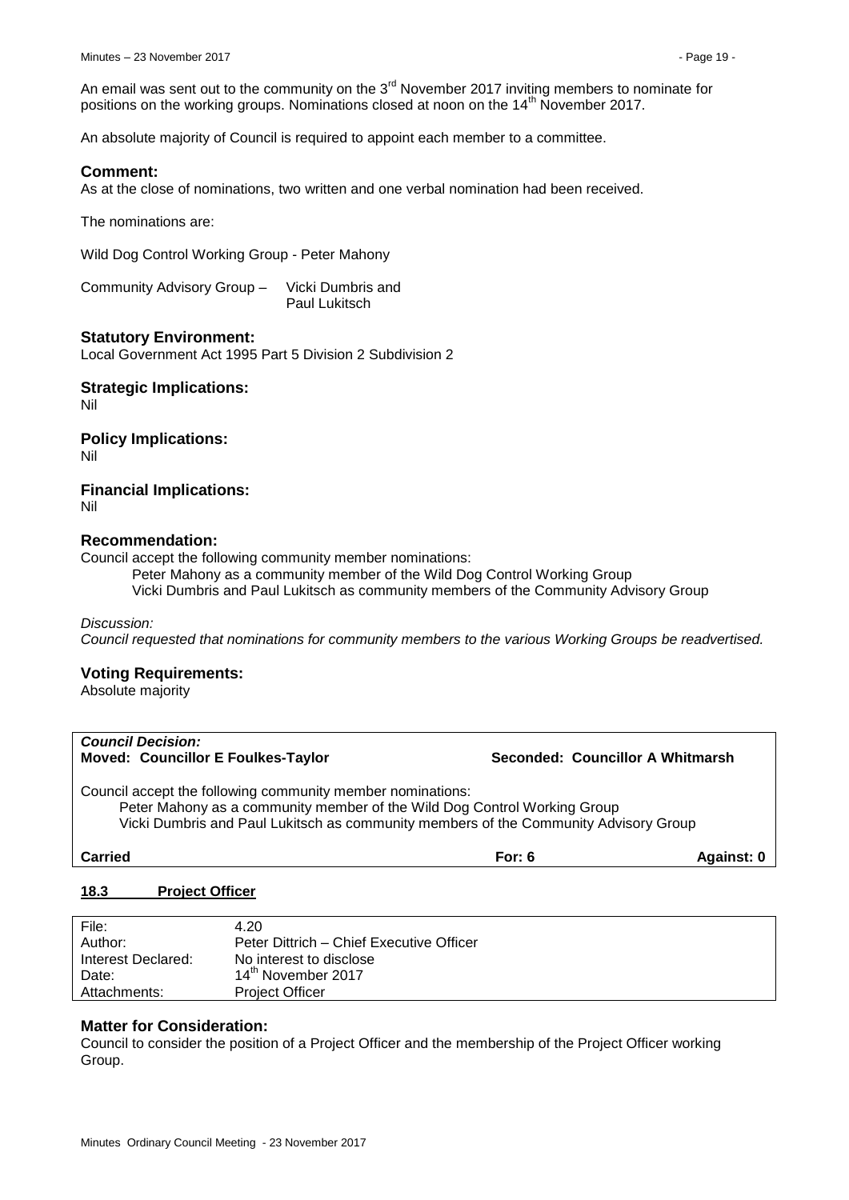An email was sent out to the community on the 3rd November 2017 inviting members to nominate for positions on the working groups. Nominations closed at noon on the 14th November 2017.

An absolute majority of Council is required to appoint each member to a committee.

### Comment:

As at the close of nominations, two written and one verbal nomination had been received.

The nominations are:

Wild Dog Control Working Group - Peter Mahony

Community Advisory Group – Vicki Dumbris and Paul Lukitsch

### Statutory Environment:

Local Government Act 1995 Part 5 Division 2 Subdivision 2

### Strategic Implications:

Nil

### Policy Implications:

Nil

### Financial Implications:

Nil

### Recommendation:

Council accept the following community member nominations:

Peter Mahony as a community member of the Wild Dog Control Working Group
Vicki Dumbris and Paul Lukitsch as community members of the Community Advisory Group

*Discussion:*
*Council requested that nominations for community members to the various Working Groups be readvertised.*

### Voting Requirements:

Absolute majority

***Council Decision:***
**Moved: Councillor E Foulkes-Taylor** **Seconded: Councillor A Whitmarsh**

Council accept the following community member nominations:

Peter Mahony as a community member of the Wild Dog Control Working Group
Vicki Dumbris and Paul Lukitsch as community members of the Community Advisory Group

**Carried** **For: 6** **Against: 0**

## 18.3 Project Officer

| | |
|---|---|
| File: | 4.20 |
| Author: | Peter Dittrich – Chief Executive Officer |
| Interest Declared: | No interest to disclose |
| Date: | 14th November 2017 |
| Attachments: | Project Officer |

### Matter for Consideration:

Council to consider the position of a Project Officer and the membership of the Project Officer working Group.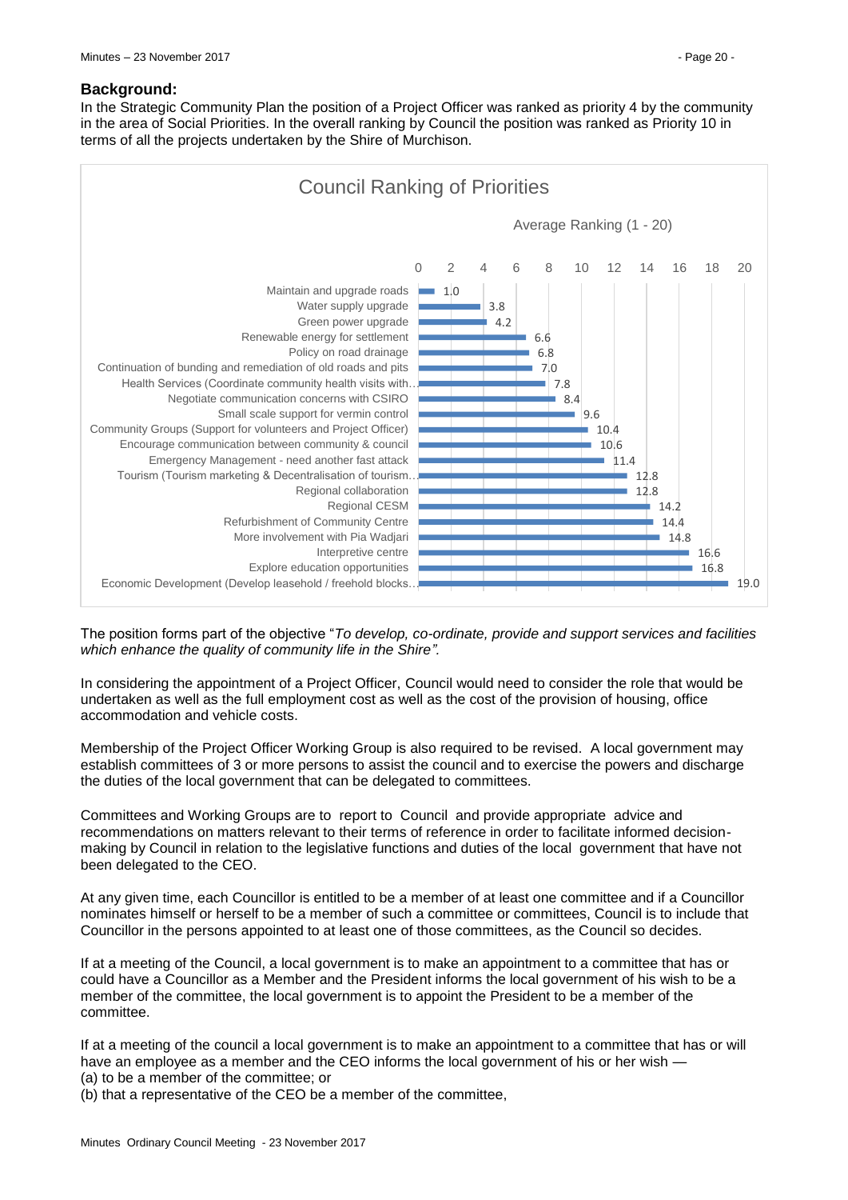**Background:**

In the Strategic Community Plan the position of a Project Officer was ranked as priority 4 by the community in the area of Social Priorities. In the overall ranking by Council the position was ranked as Priority 10 in terms of all the projects undertaken by the Shire of Murchison.

**Council Ranking of Priorities**

Average Ranking (1 - 20)

| Priority | Average Ranking |
|---|---|
| Maintain and upgrade roads | 1.0 |
| Water supply upgrade | 3.8 |
| Green power upgrade | 4.2 |
| Renewable energy for settlement | 6.6 |
| Policy on road drainage | 6.8 |
| Continuation of bunding and remediation of old roads and pits | 7.0 |
| Health Services (Coordinate community health visits with… | 7.8 |
| Negotiate communication concerns with CSIRO | 8.4 |
| Small scale support for vermin control | 9.6 |
| Community Groups (Support for volunteers and Project Officer) | 10.4 |
| Encourage communication between community & council | 10.6 |
| Emergency Management - need another fast attack | 11.4 |
| Tourism (Tourism marketing & Decentralisation of tourism… | 12.8 |
| Regional collaboration | 12.8 |
| Regional CESM | 14.2 |
| Refurbishment of Community Centre | 14.4 |
| More involvement with Pia Wadjari | 14.8 |
| Interpretive centre | 16.6 |
| Explore education opportunities | 16.8 |
| Economic Development (Develop leasehold / freehold blocks… | 19.0 |

The position forms part of the objective "*To develop, co-ordinate, provide and support services and facilities which enhance the quality of community life in the Shire".*

In considering the appointment of a Project Officer, Council would need to consider the role that would be undertaken as well as the full employment cost as well as the cost of the provision of housing, office accommodation and vehicle costs.

Membership of the Project Officer Working Group is also required to be revised. A local government may establish committees of 3 or more persons to assist the council and to exercise the powers and discharge the duties of the local government that can be delegated to committees.

Committees and Working Groups are to report to Council and provide appropriate advice and recommendations on matters relevant to their terms of reference in order to facilitate informed decision-making by Council in relation to the legislative functions and duties of the local government that have not been delegated to the CEO.

At any given time, each Councillor is entitled to be a member of at least one committee and if a Councillor nominates himself or herself to be a member of such a committee or committees, Council is to include that Councillor in the persons appointed to at least one of those committees, as the Council so decides.

If at a meeting of the Council, a local government is to make an appointment to a committee that has or could have a Councillor as a Member and the President informs the local government of his wish to be a member of the committee, the local government is to appoint the President to be a member of the committee.

If at a meeting of the council a local government is to make an appointment to a committee that has or will have an employee as a member and the CEO informs the local government of his or her wish —
(a) to be a member of the committee; or
(b) that a representative of the CEO be a member of the committee,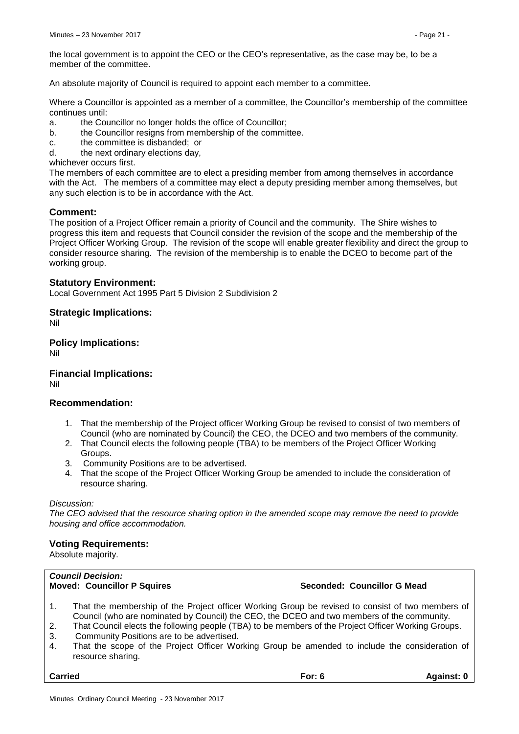the local government is to appoint the CEO or the CEO's representative, as the case may be, to be a member of the committee.

An absolute majority of Council is required to appoint each member to a committee.

Where a Councillor is appointed as a member of a committee, the Councillor's membership of the committee continues until:

a. the Councillor no longer holds the office of Councillor;
b. the Councillor resigns from membership of the committee.
c. the committee is disbanded; or
d. the next ordinary elections day,

whichever occurs first.

The members of each committee are to elect a presiding member from among themselves in accordance with the Act. The members of a committee may elect a deputy presiding member among themselves, but any such election is to be in accordance with the Act.

## Comment:

The position of a Project Officer remain a priority of Council and the community. The Shire wishes to progress this item and requests that Council consider the revision of the scope and the membership of the Project Officer Working Group. The revision of the scope will enable greater flexibility and direct the group to consider resource sharing. The revision of the membership is to enable the DCEO to become part of the working group.

## Statutory Environment:

Local Government Act 1995 Part 5 Division 2 Subdivision 2

## Strategic Implications:

Nil

## Policy Implications:

Nil

## Financial Implications:

Nil

## Recommendation:

1. That the membership of the Project officer Working Group be revised to consist of two members of Council (who are nominated by Council) the CEO, the DCEO and two members of the community.
2. That Council elects the following people (TBA) to be members of the Project Officer Working Groups.
3. Community Positions are to be advertised.
4. That the scope of the Project Officer Working Group be amended to include the consideration of resource sharing.

*Discussion:*

*The CEO advised that the resource sharing option in the amended scope may remove the need to provide housing and office accommodation.*

## Voting Requirements:

Absolute majority.

***Council Decision:***

**Moved: Councillor P Squires** **Seconded: Councillor G Mead**

1. That the membership of the Project officer Working Group be revised to consist of two members of Council (who are nominated by Council) the CEO, the DCEO and two members of the community.
2. That Council elects the following people (TBA) to be members of the Project Officer Working Groups.
3. Community Positions are to be advertised.
4. That the scope of the Project Officer Working Group be amended to include the consideration of resource sharing.

**Carried** **For: 6** **Against: 0**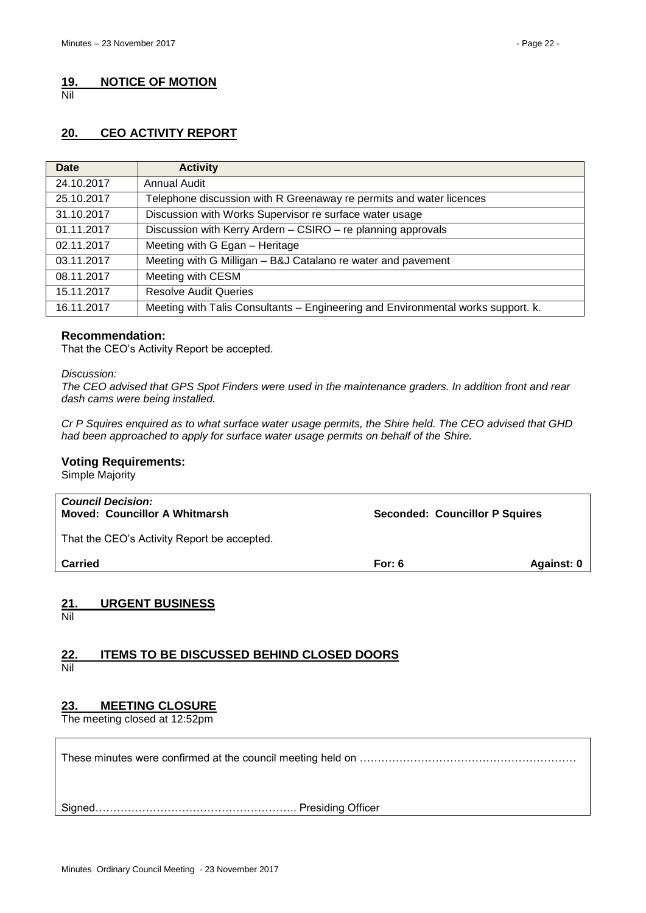## 19. NOTICE OF MOTION

Nil

## 20. CEO ACTIVITY REPORT

| Date | Activity |
|---|---|
| 24.10.2017 | Annual Audit |
| 25.10.2017 | Telephone discussion with R Greenaway re permits and water licences |
| 31.10.2017 | Discussion with Works Supervisor re surface water usage |
| 01.11.2017 | Discussion with Kerry Ardern – CSIRO – re planning approvals |
| 02.11.2017 | Meeting with G Egan – Heritage |
| 03.11.2017 | Meeting with G Milligan – B&J Catalano re water and pavement |
| 08.11.2017 | Meeting with CESM |
| 15.11.2017 | Resolve Audit Queries |
| 16.11.2017 | Meeting with Talis Consultants – Engineering and Environmental works support. k. |

### Recommendation:

That the CEO's Activity Report be accepted.

*Discussion:*

*The CEO advised that GPS Spot Finders were used in the maintenance graders. In addition front and rear dash cams were being installed.*

*Cr P Squires enquired as to what surface water usage permits, the Shire held. The CEO advised that GHD had been approached to apply for surface water usage permits on behalf of the Shire.*

### Voting Requirements:

Simple Majority

***Council Decision:***
**Moved: Councillor A Whitmarsh** **Seconded: Councillor P Squires**

That the CEO's Activity Report be accepted.

**Carried** **For: 6** **Against: 0**

## 21. URGENT BUSINESS

Nil

## 22. ITEMS TO BE DISCUSSED BEHIND CLOSED DOORS

Nil

## 23. MEETING CLOSURE

The meeting closed at 12:52pm

These minutes were confirmed at the council meeting held on ……………………………………………………

Signed……………………………………………….. Presiding Officer